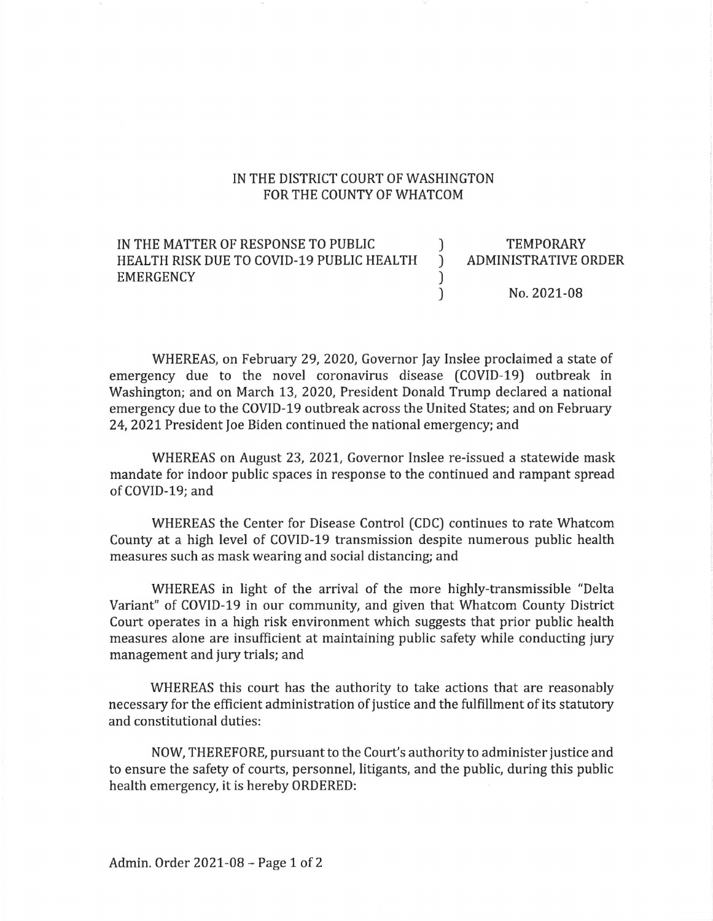IN THE DISTRICT COURT OF WASHINGTON
FOR THE COUNTY OF WHATCOM

| | | |
|---|---|---|
| IN THE MATTER OF RESPONSE TO PUBLIC HEALTH RISK DUE TO COVID-19 PUBLIC HEALTH EMERGENCY | ) ) ) ) | TEMPORARY ADMINISTRATIVE ORDER<br><br>No. 2021-08 |

WHEREAS, on February 29, 2020, Governor Jay Inslee proclaimed a state of emergency due to the novel coronavirus disease (COVID-19) outbreak in Washington; and on March 13, 2020, President Donald Trump declared a national emergency due to the COVID-19 outbreak across the United States; and on February 24, 2021 President Joe Biden continued the national emergency; and

WHEREAS on August 23, 2021, Governor Inslee re-issued a statewide mask mandate for indoor public spaces in response to the continued and rampant spread of COVID-19; and

WHEREAS the Center for Disease Control (CDC) continues to rate Whatcom County at a high level of COVID-19 transmission despite numerous public health measures such as mask wearing and social distancing; and

WHEREAS in light of the arrival of the more highly-transmissible "Delta Variant" of COVID-19 in our community, and given that Whatcom County District Court operates in a high risk environment which suggests that prior public health measures alone are insufficient at maintaining public safety while conducting jury management and jury trials; and

WHEREAS this court has the authority to take actions that are reasonably necessary for the efficient administration of justice and the fulfillment of its statutory and constitutional duties:

NOW, THEREFORE, pursuant to the Court's authority to administer justice and to ensure the safety of courts, personnel, litigants, and the public, during this public health emergency, it is hereby ORDERED: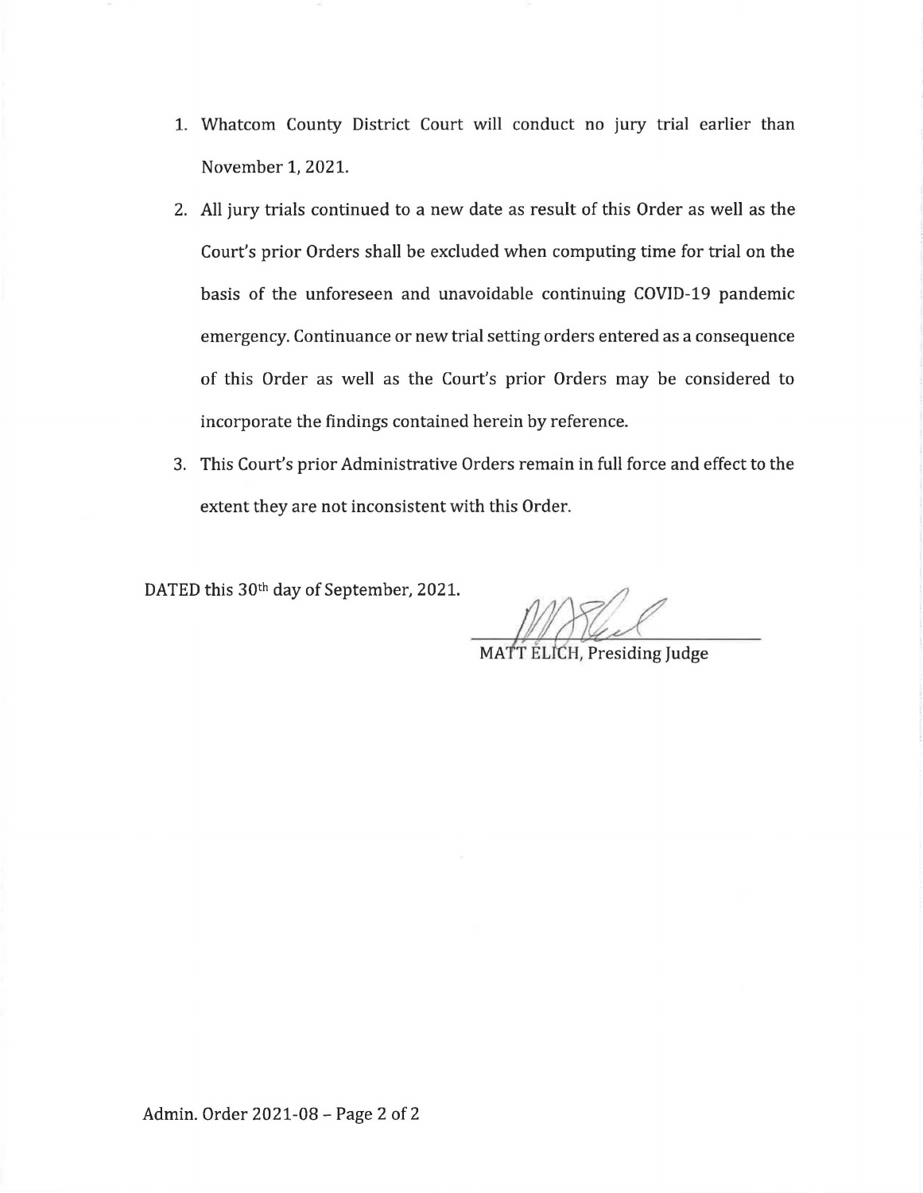1. Whatcom County District Court will conduct no jury trial earlier than November 1, 2021.
2. All jury trials continued to a new date as result of this Order as well as the Court's prior Orders shall be excluded when computing time for trial on the basis of the unforeseen and unavoidable continuing COVID-19 pandemic emergency. Continuance or new trial setting orders entered as a consequence of this Order as well as the Court's prior Orders may be considered to incorporate the findings contained herein by reference.
3. This Court's prior Administrative Orders remain in full force and effect to the extent they are not inconsistent with this Order.

DATED this 30th day of September, 2021.

MATT ELICH, Presiding Judge